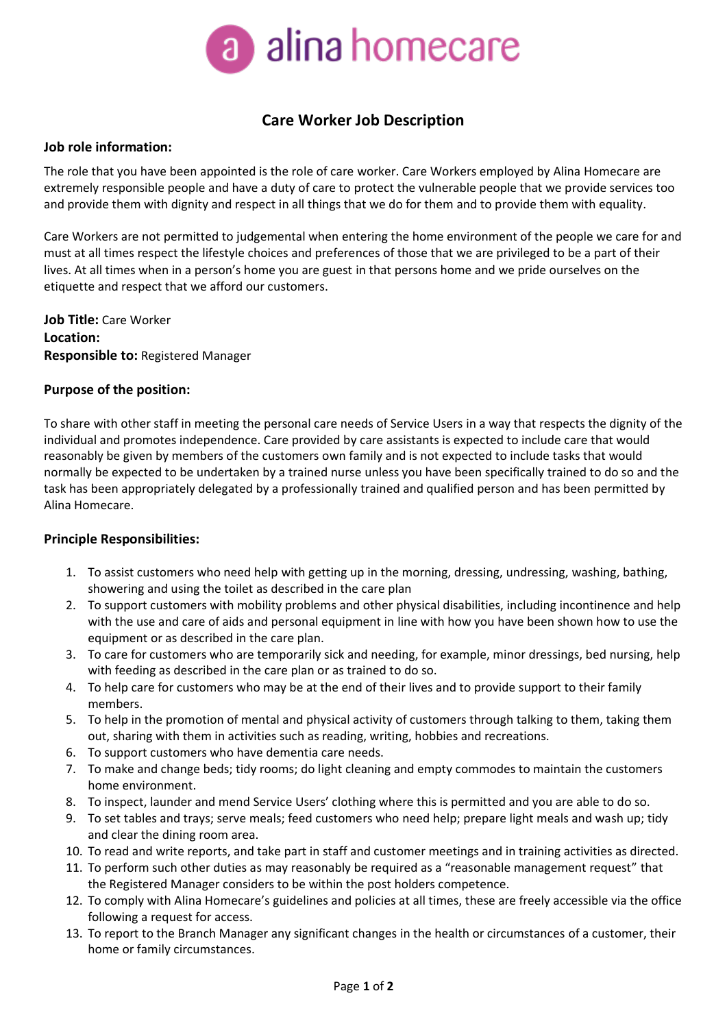alina homecare

# Care Worker Job Description

**Job role information:**

The role that you have been appointed is the role of care worker. Care Workers employed by Alina Homecare are extremely responsible people and have a duty of care to protect the vulnerable people that we provide services too and provide them with dignity and respect in all things that we do for them and to provide them with equality.

Care Workers are not permitted to judgemental when entering the home environment of the people we care for and must at all times respect the lifestyle choices and preferences of those that we are privileged to be a part of their lives. At all times when in a person's home you are guest in that persons home and we pride ourselves on the etiquette and respect that we afford our customers.

**Job Title:** Care Worker
**Location:**
**Responsible to:** Registered Manager

**Purpose of the position:**

To share with other staff in meeting the personal care needs of Service Users in a way that respects the dignity of the individual and promotes independence. Care provided by care assistants is expected to include care that would reasonably be given by members of the customers own family and is not expected to include tasks that would normally be expected to be undertaken by a trained nurse unless you have been specifically trained to do so and the task has been appropriately delegated by a professionally trained and qualified person and has been permitted by Alina Homecare.

**Principle Responsibilities:**

1. To assist customers who need help with getting up in the morning, dressing, undressing, washing, bathing, showering and using the toilet as described in the care plan
2. To support customers with mobility problems and other physical disabilities, including incontinence and help with the use and care of aids and personal equipment in line with how you have been shown how to use the equipment or as described in the care plan.
3. To care for customers who are temporarily sick and needing, for example, minor dressings, bed nursing, help with feeding as described in the care plan or as trained to do so.
4. To help care for customers who may be at the end of their lives and to provide support to their family members.
5. To help in the promotion of mental and physical activity of customers through talking to them, taking them out, sharing with them in activities such as reading, writing, hobbies and recreations.
6. To support customers who have dementia care needs.
7. To make and change beds; tidy rooms; do light cleaning and empty commodes to maintain the customers home environment.
8. To inspect, launder and mend Service Users' clothing where this is permitted and you are able to do so.
9. To set tables and trays; serve meals; feed customers who need help; prepare light meals and wash up; tidy and clear the dining room area.
10. To read and write reports, and take part in staff and customer meetings and in training activities as directed.
11. To perform such other duties as may reasonably be required as a "reasonable management request" that the Registered Manager considers to be within the post holders competence.
12. To comply with Alina Homecare's guidelines and policies at all times, these are freely accessible via the office following a request for access.
13. To report to the Branch Manager any significant changes in the health or circumstances of a customer, their home or family circumstances.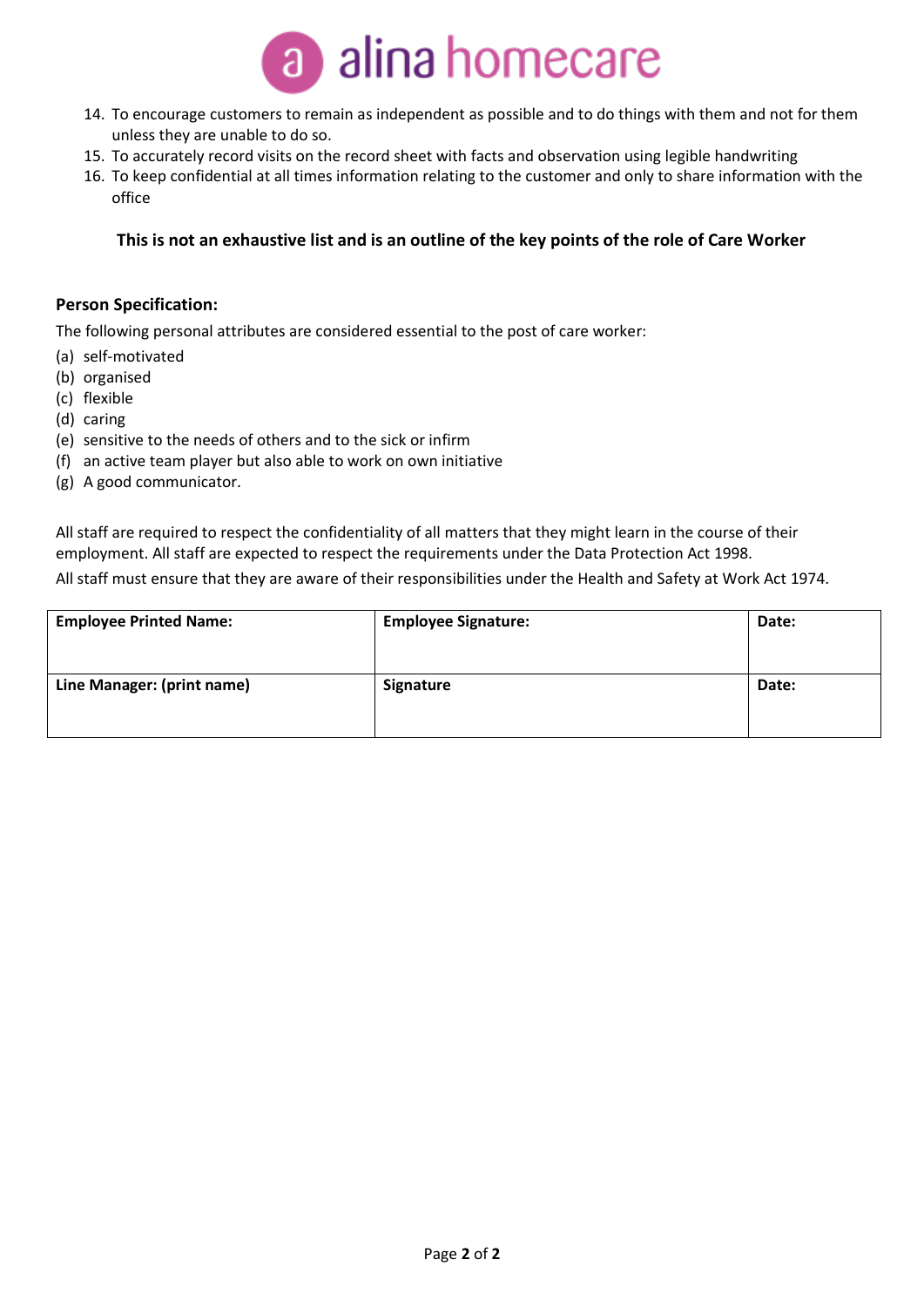14. To encourage customers to remain as independent as possible and to do things with them and not for them unless they are unable to do so.
15. To accurately record visits on the record sheet with facts and observation using legible handwriting
16. To keep confidential at all times information relating to the customer and only to share information with the office

**This is not an exhaustive list and is an outline of the key points of the role of Care Worker**

**Person Specification:**

The following personal attributes are considered essential to the post of care worker:

(a) self-motivated
(b) organised
(c) flexible
(d) caring
(e) sensitive to the needs of others and to the sick or infirm
(f) an active team player but also able to work on own initiative
(g) A good communicator.

All staff are required to respect the confidentiality of all matters that they might learn in the course of their employment. All staff are expected to respect the requirements under the Data Protection Act 1998.

All staff must ensure that they are aware of their responsibilities under the Health and Safety at Work Act 1974.

| | | |
|---|---|---|
| **Employee Printed Name:** | **Employee Signature:** | **Date:** |
| **Line Manager: (print name)** | **Signature** | **Date:** |